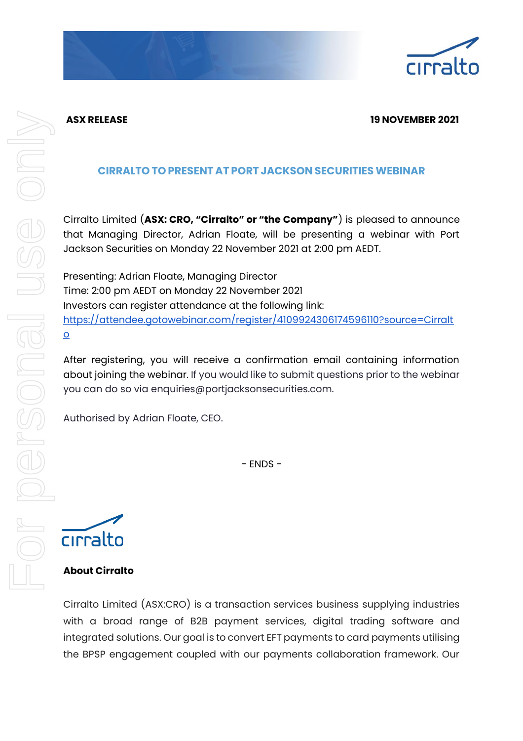**ASX RELEASE** **19 NOVEMBER 2021**

## CIRRALTO TO PRESENT AT PORT JACKSON SECURITIES WEBINAR

Cirralto Limited (**ASX: CRO, "Cirralto" or "the Company"**) is pleased to announce that Managing Director, Adrian Floate, will be presenting a webinar with Port Jackson Securities on Monday 22 November 2021 at 2:00 pm AEDT.

Presenting: Adrian Floate, Managing Director
Time: 2:00 pm AEDT on Monday 22 November 2021
Investors can register attendance at the following link:
https://attendee.gotowebinar.com/register/4109924306174596110?source=Cirralto

After registering, you will receive a confirmation email containing information about joining the webinar. If you would like to submit questions prior to the webinar you can do so via enquiries@portjacksonsecurities.com.

Authorised by Adrian Floate, CEO.

- ENDS -

**About Cirralto**

Cirralto Limited (ASX:CRO) is a transaction services business supplying industries with a broad range of B2B payment services, digital trading software and integrated solutions. Our goal is to convert EFT payments to card payments utilising the BPSP engagement coupled with our payments collaboration framework. Our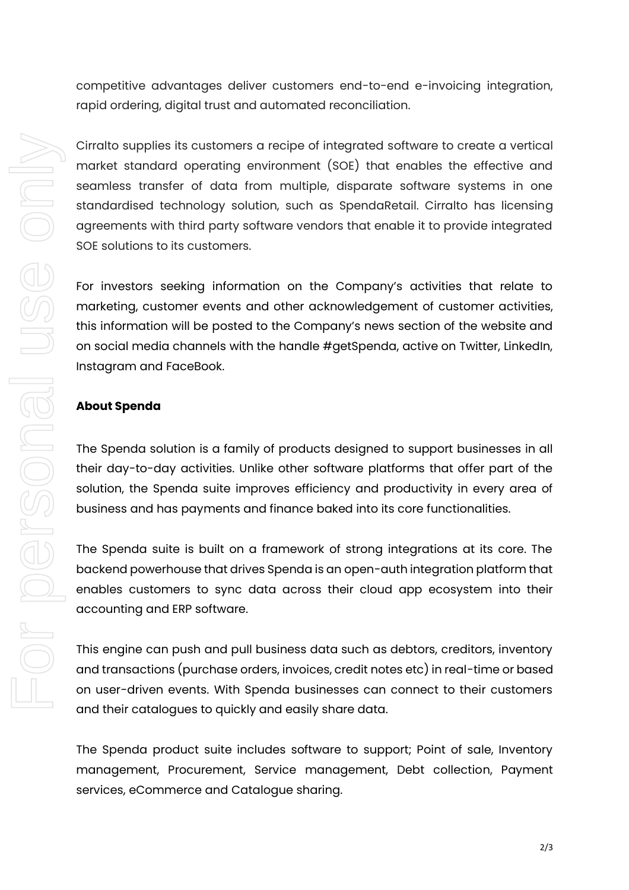competitive advantages deliver customers end-to-end e-invoicing integration, rapid ordering, digital trust and automated reconciliation.

Cirralto supplies its customers a recipe of integrated software to create a vertical market standard operating environment (SOE) that enables the effective and seamless transfer of data from multiple, disparate software systems in one standardised technology solution, such as SpendaRetail. Cirralto has licensing agreements with third party software vendors that enable it to provide integrated SOE solutions to its customers.

For investors seeking information on the Company's activities that relate to marketing, customer events and other acknowledgement of customer activities, this information will be posted to the Company's news section of the website and on social media channels with the handle #getSpenda, active on Twitter, LinkedIn, Instagram and FaceBook.

**About Spenda**

The Spenda solution is a family of products designed to support businesses in all their day-to-day activities. Unlike other software platforms that offer part of the solution, the Spenda suite improves efficiency and productivity in every area of business and has payments and finance baked into its core functionalities.

The Spenda suite is built on a framework of strong integrations at its core. The backend powerhouse that drives Spenda is an open-auth integration platform that enables customers to sync data across their cloud app ecosystem into their accounting and ERP software.

This engine can push and pull business data such as debtors, creditors, inventory and transactions (purchase orders, invoices, credit notes etc) in real-time or based on user-driven events. With Spenda businesses can connect to their customers and their catalogues to quickly and easily share data.

The Spenda product suite includes software to support; Point of sale, Inventory management, Procurement, Service management, Debt collection, Payment services, eCommerce and Catalogue sharing.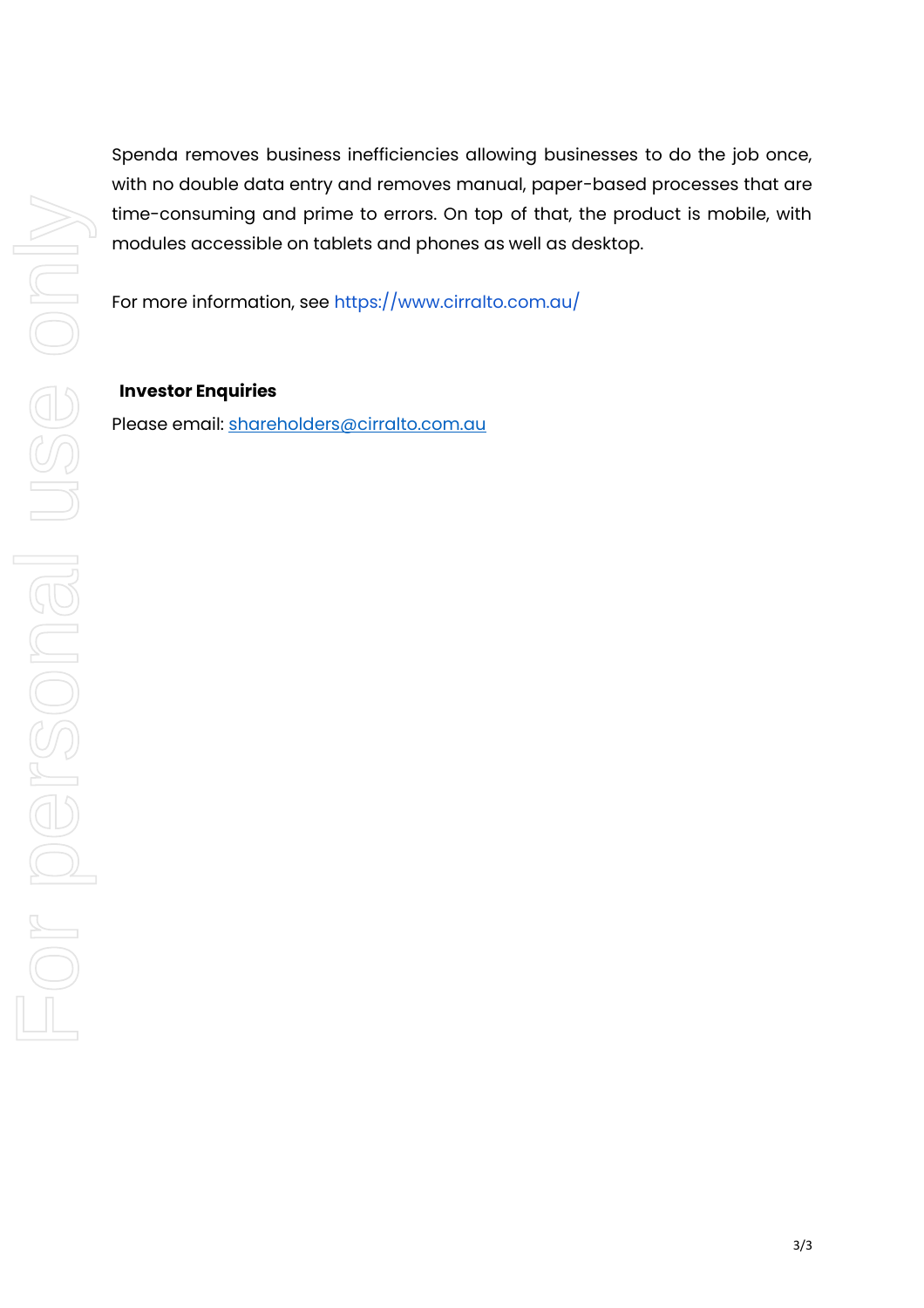Spenda removes business inefficiencies allowing businesses to do the job once, with no double data entry and removes manual, paper-based processes that are time-consuming and prime to errors. On top of that, the product is mobile, with modules accessible on tablets and phones as well as desktop.

For more information, see https://www.cirralto.com.au/

**Investor Enquiries**

Please email: shareholders@cirralto.com.au